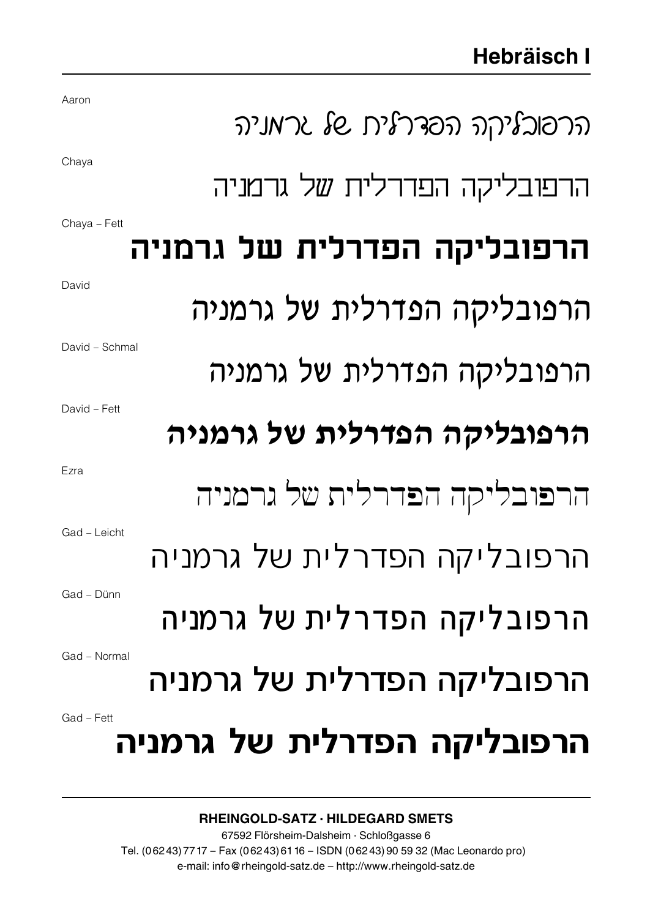# Hebräisch I

Aaron

הרפובליקה הפדרלית של גרמניה

Chaya

הרפובליקה הפדרלית של גרמניה

Chaya – Fett

**הרפובליקה הפדרלית של גרמניה**

David

הרפובליקה הפדרלית של גרמניה

David – Schmal

הרפובליקה הפדרלית של גרמניה

David – Fett

**הרפובליקה הפדרלית של גרמניה**

Ezra

הרפובליקה הפדרלית של גרמניה

Gad – Leicht

הרפובליקה הפדרלית של גרמניה

Gad – Dünn

הרפובליקה הפדרלית של גרמניה

Gad – Normal

הרפובליקה הפדרלית של גרמניה

Gad – Fett

**הרפובליקה הפדרלית של גרמניה**

---

**RHEINGOLD-SATZ · HILDEGARD SMETS**

67592 Flörsheim-Dalsheim · Schloßgasse 6

Tel. (06243) 7717 – Fax (06243) 6116 – ISDN (06243) 90 59 32 (Mac Leonardo pro)

e-mail: info@rheingold-satz.de – http://www.rheingold-satz.de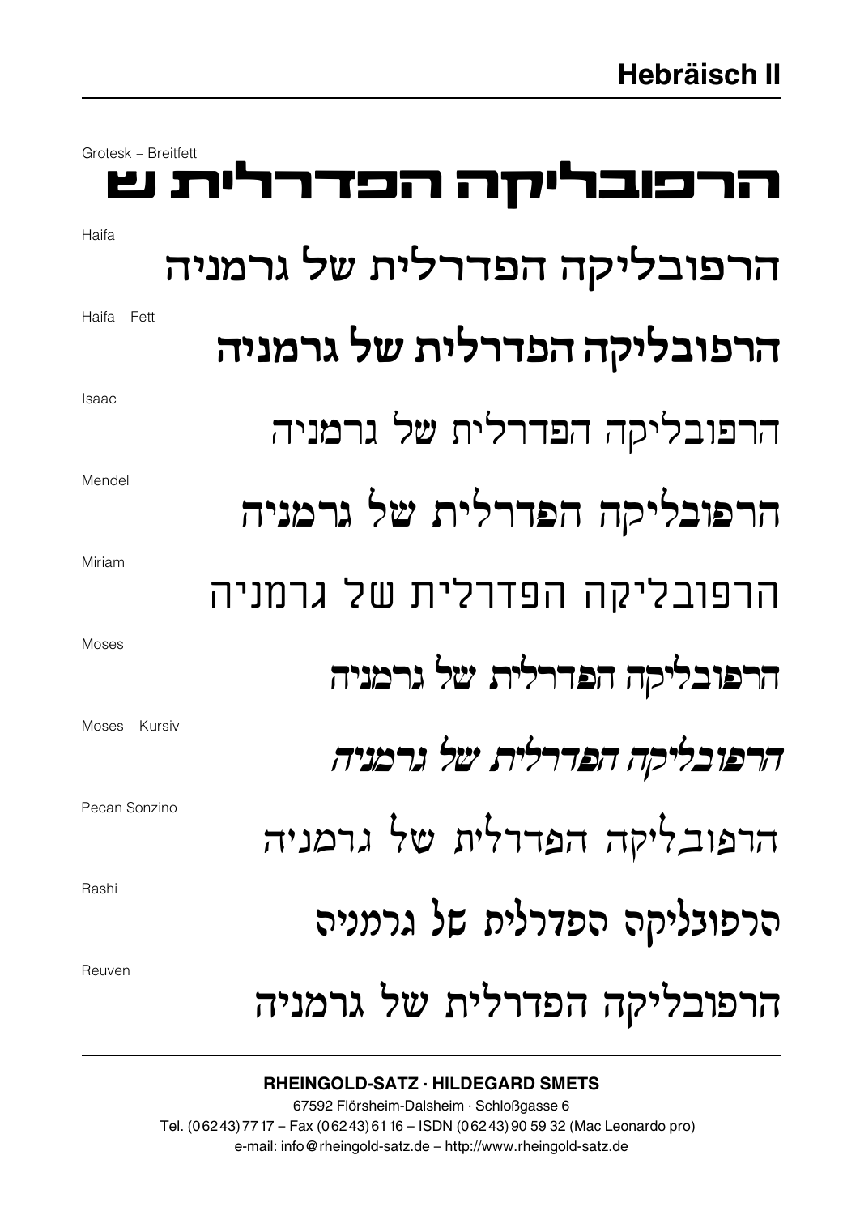# Hebräisch II

Grotesk – Breitfett

הרפובליקה הפדרלית ש

Haifa

הרפובליקה הפדרלית של גרמניה

Haifa – Fett

**הרפובליקה הפדרלית של גרמניה**

Isaac

הרפובליקה הפדרלית של גרמניה

Mendel

הרפובליקה הפדרלית של גרמניה

Miriam

הרפובליקה הפדרלית של גרמניה

Moses

הרפובליקה הפדרלית של גרמניה

Moses – Kursiv

*הרפובליקה הפדרלית של גרמניה*

Pecan Sonzino

הרפובליקה הפדרלית של גרמניה

Rashi

הרפובליקה הפדרלית של גרמניה

Reuven

הרפובליקה הפדרלית של גרמניה

**RHEINGOLD-SATZ · HILDEGARD SMETS**

67592 Flörsheim-Dalsheim · Schloßgasse 6

Tel. (06243) 7717 – Fax (06243) 6116 – ISDN (06243) 90 59 32 (Mac Leonardo pro)

e-mail: info@rheingold-satz.de – http://www.rheingold-satz.de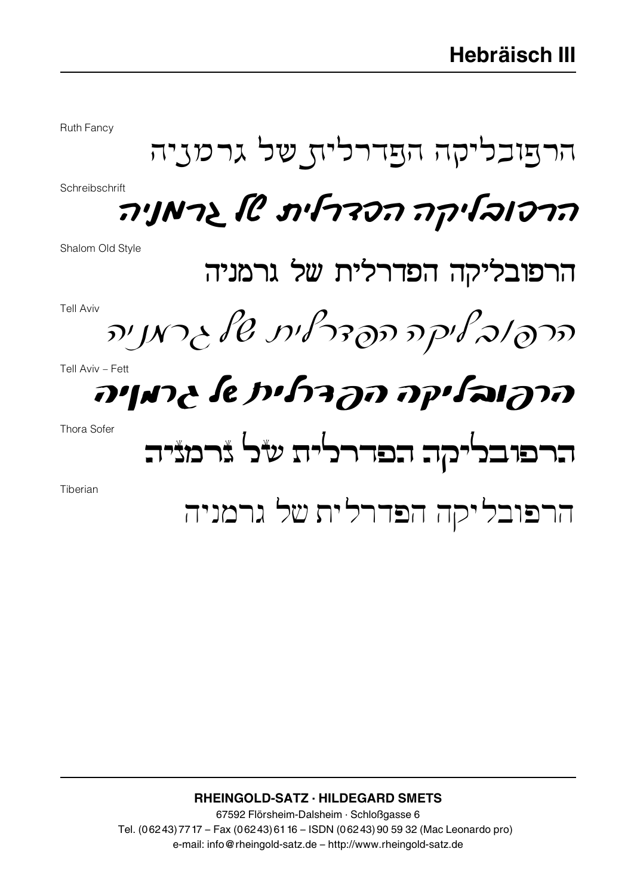# Hebräisch III

Ruth Fancy

הרפובליקה הפדרלית של גרמניה

Schreibschrift

הרפובליקה הפדרלית של גרמניה

Shalom Old Style

הרפובליקה הפדרלית של גרמניה

Tell Aviv

הרפובליקה הפדרלית של גרמניה

Tell Aviv – Fett

הרפובליקה הפדרלית של גרמניה

Thora Sofer

הרפובליקה הפדרלית של גרמניה

Tiberian

הרפובליקה הפדרלית של גרמניה

**RHEINGOLD-SATZ · HILDEGARD SMETS**

67592 Flörsheim-Dalsheim · Schloßgasse 6

Tel. (06243) 77 17 – Fax (06243) 61 16 – ISDN (06243) 90 59 32 (Mac Leonardo pro)

e-mail: info@rheingold-satz.de – http://www.rheingold-satz.de